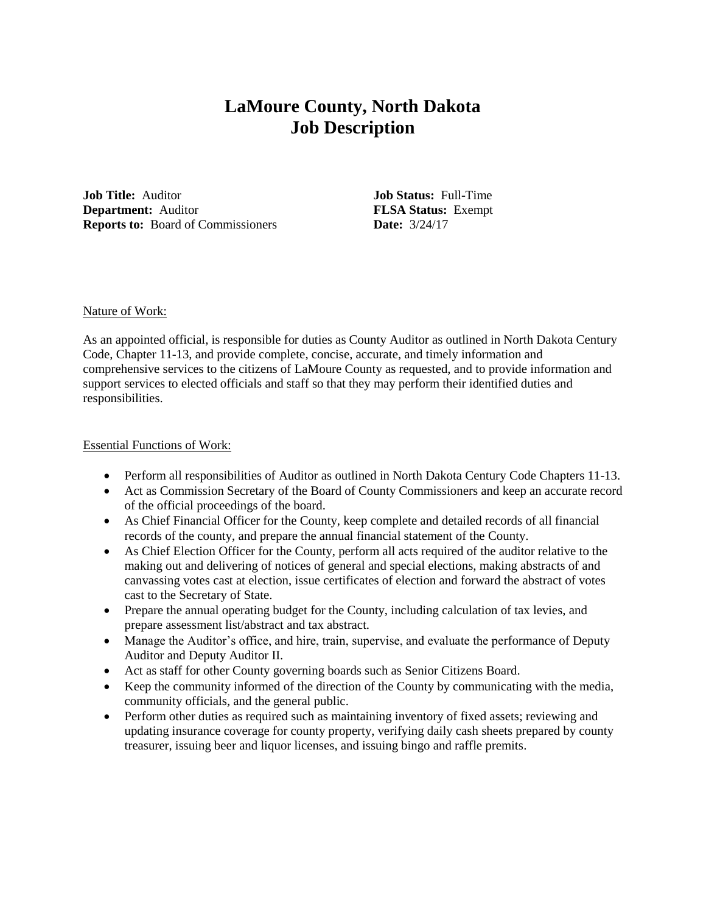# LaMoure County, North Dakota
# Job Description

**Job Title:** Auditor
**Department:** Auditor
**Reports to:** Board of Commissioners

**Job Status:** Full-Time
**FLSA Status:** Exempt
**Date:** 3/24/17

Nature of Work:

As an appointed official, is responsible for duties as County Auditor as outlined in North Dakota Century Code, Chapter 11-13, and provide complete, concise, accurate, and timely information and comprehensive services to the citizens of LaMoure County as requested, and to provide information and support services to elected officials and staff so that they may perform their identified duties and responsibilities.

Essential Functions of Work:

- Perform all responsibilities of Auditor as outlined in North Dakota Century Code Chapters 11-13.
- Act as Commission Secretary of the Board of County Commissioners and keep an accurate record of the official proceedings of the board.
- As Chief Financial Officer for the County, keep complete and detailed records of all financial records of the county, and prepare the annual financial statement of the County.
- As Chief Election Officer for the County, perform all acts required of the auditor relative to the making out and delivering of notices of general and special elections, making abstracts of and canvassing votes cast at election, issue certificates of election and forward the abstract of votes cast to the Secretary of State.
- Prepare the annual operating budget for the County, including calculation of tax levies, and prepare assessment list/abstract and tax abstract.
- Manage the Auditor's office, and hire, train, supervise, and evaluate the performance of Deputy Auditor and Deputy Auditor II.
- Act as staff for other County governing boards such as Senior Citizens Board.
- Keep the community informed of the direction of the County by communicating with the media, community officials, and the general public.
- Perform other duties as required such as maintaining inventory of fixed assets; reviewing and updating insurance coverage for county property, verifying daily cash sheets prepared by county treasurer, issuing beer and liquor licenses, and issuing bingo and raffle premits.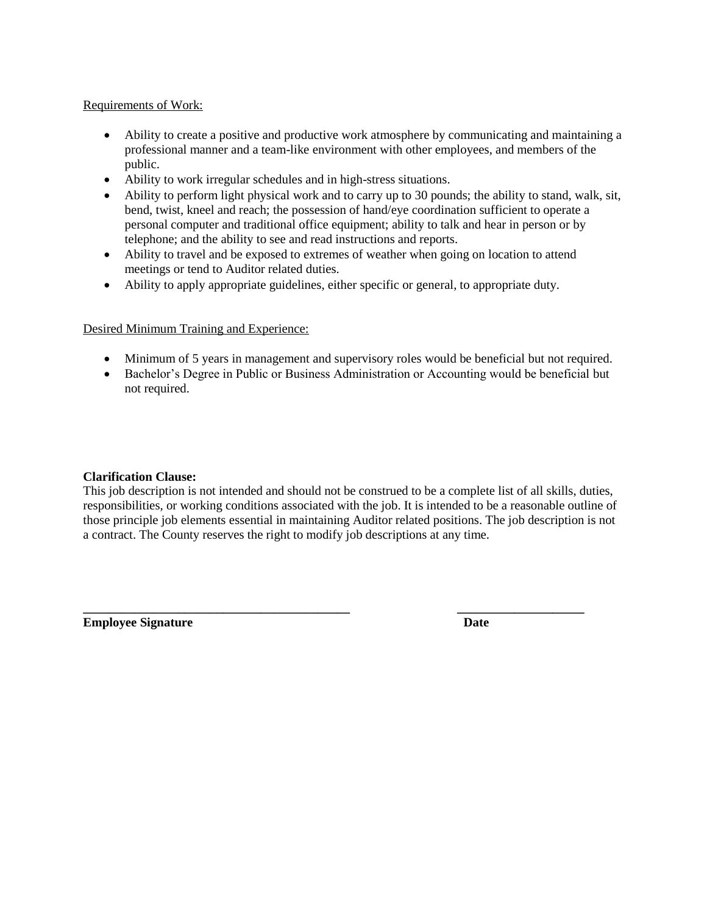Requirements of Work:

- Ability to create a positive and productive work atmosphere by communicating and maintaining a professional manner and a team-like environment with other employees, and members of the public.
- Ability to work irregular schedules and in high-stress situations.
- Ability to perform light physical work and to carry up to 30 pounds; the ability to stand, walk, sit, bend, twist, kneel and reach; the possession of hand/eye coordination sufficient to operate a personal computer and traditional office equipment; ability to talk and hear in person or by telephone; and the ability to see and read instructions and reports.
- Ability to travel and be exposed to extremes of weather when going on location to attend meetings or tend to Auditor related duties.
- Ability to apply appropriate guidelines, either specific or general, to appropriate duty.

Desired Minimum Training and Experience:

- Minimum of 5 years in management and supervisory roles would be beneficial but not required.
- Bachelor's Degree in Public or Business Administration or Accounting would be beneficial but not required.

**Clarification Clause:**
This job description is not intended and should not be construed to be a complete list of all skills, duties, responsibilities, or working conditions associated with the job. It is intended to be a reasonable outline of those principle job elements essential in maintaining Auditor related positions. The job description is not a contract. The County reserves the right to modify job descriptions at any time.

**\_\_\_\_\_\_\_\_\_\_\_\_\_\_\_\_\_\_\_\_\_\_\_\_\_\_\_\_\_\_\_\_\_\_\_\_\_\_\_\_\_\_ \_\_\_\_\_\_\_\_\_\_\_\_\_\_\_\_\_\_\_\_**

**Employee Signature Date**